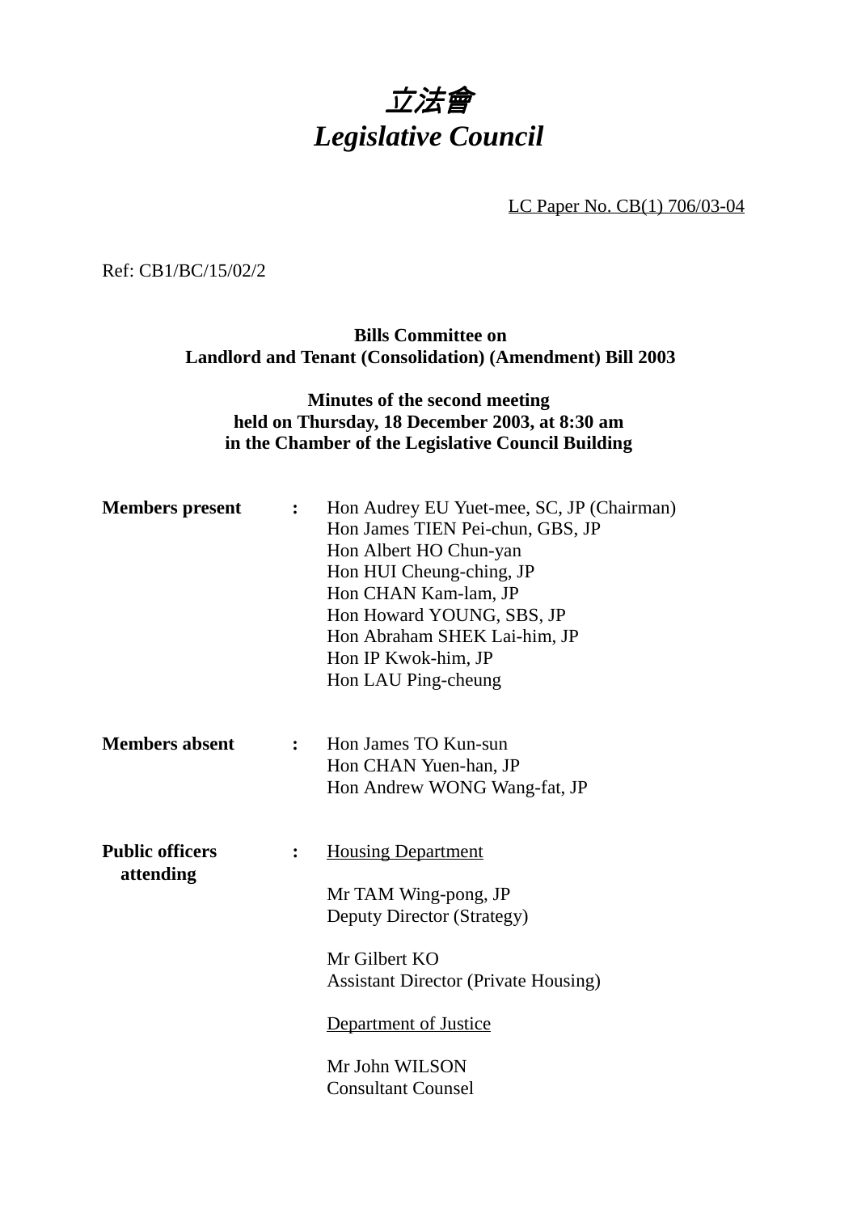# *立法會*
# *Legislative Council*

LC Paper No. CB(1) 706/03-04

Ref: CB1/BC/15/02/2

**Bills Committee on**
**Landlord and Tenant (Consolidation) (Amendment) Bill 2003**

**Minutes of the second meeting**
**held on Thursday, 18 December 2003, at 8:30 am**
**in the Chamber of the Legislative Council Building**

**Members present** : Hon Audrey EU Yuet-mee, SC, JP (Chairman)
Hon James TIEN Pei-chun, GBS, JP
Hon Albert HO Chun-yan
Hon HUI Cheung-ching, JP
Hon CHAN Kam-lam, JP
Hon Howard YOUNG, SBS, JP
Hon Abraham SHEK Lai-him, JP
Hon IP Kwok-him, JP
Hon LAU Ping-cheung

**Members absent** : Hon James TO Kun-sun
Hon CHAN Yuen-han, JP
Hon Andrew WONG Wang-fat, JP

**Public officers attending** : Housing Department

Mr TAM Wing-pong, JP
Deputy Director (Strategy)

Mr Gilbert KO
Assistant Director (Private Housing)

Department of Justice

Mr John WILSON
Consultant Counsel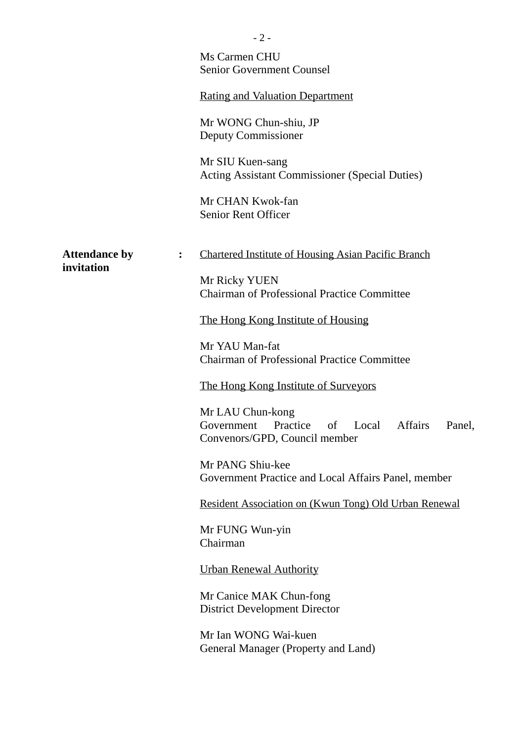Ms Carmen CHU
Senior Government Counsel

<u>Rating and Valuation Department</u>

Mr WONG Chun-shiu, JP
Deputy Commissioner

Mr SIU Kuen-sang
Acting Assistant Commissioner (Special Duties)

Mr CHAN Kwok-fan
Senior Rent Officer

**Attendance by invitation** :

<u>Chartered Institute of Housing Asian Pacific Branch</u>

Mr Ricky YUEN
Chairman of Professional Practice Committee

<u>The Hong Kong Institute of Housing</u>

Mr YAU Man-fat
Chairman of Professional Practice Committee

<u>The Hong Kong Institute of Surveyors</u>

Mr LAU Chun-kong
Government Practice of Local Affairs Panel, Convenors/GPD, Council member

Mr PANG Shiu-kee
Government Practice and Local Affairs Panel, member

<u>Resident Association on (Kwun Tong) Old Urban Renewal</u>

Mr FUNG Wun-yin
Chairman

<u>Urban Renewal Authority</u>

Mr Canice MAK Chun-fong
District Development Director

Mr Ian WONG Wai-kuen
General Manager (Property and Land)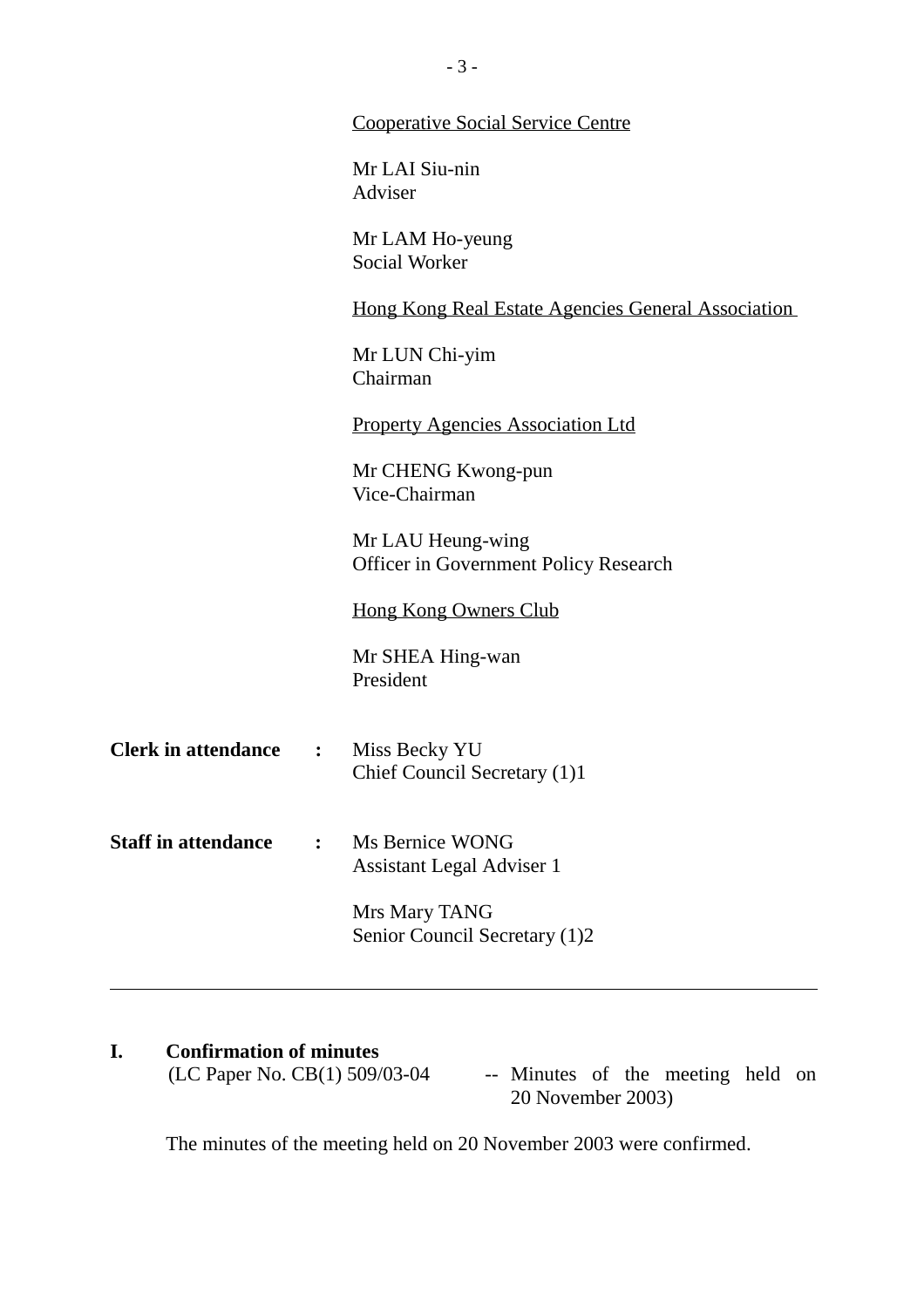Cooperative Social Service Centre

Mr LAI Siu-nin
Adviser

Mr LAM Ho-yeung
Social Worker

Hong Kong Real Estate Agencies General Association

Mr LUN Chi-yim
Chairman

Property Agencies Association Ltd

Mr CHENG Kwong-pun
Vice-Chairman

Mr LAU Heung-wing
Officer in Government Policy Research

Hong Kong Owners Club

Mr SHEA Hing-wan
President

**Clerk in attendance** : Miss Becky YU
Chief Council Secretary (1)1

**Staff in attendance** : Ms Bernice WONG
Assistant Legal Adviser 1

Mrs Mary TANG
Senior Council Secretary (1)2

---

**I. Confirmation of minutes**
(LC Paper No. CB(1) 509/03-04 -- Minutes of the meeting held on 20 November 2003)

The minutes of the meeting held on 20 November 2003 were confirmed.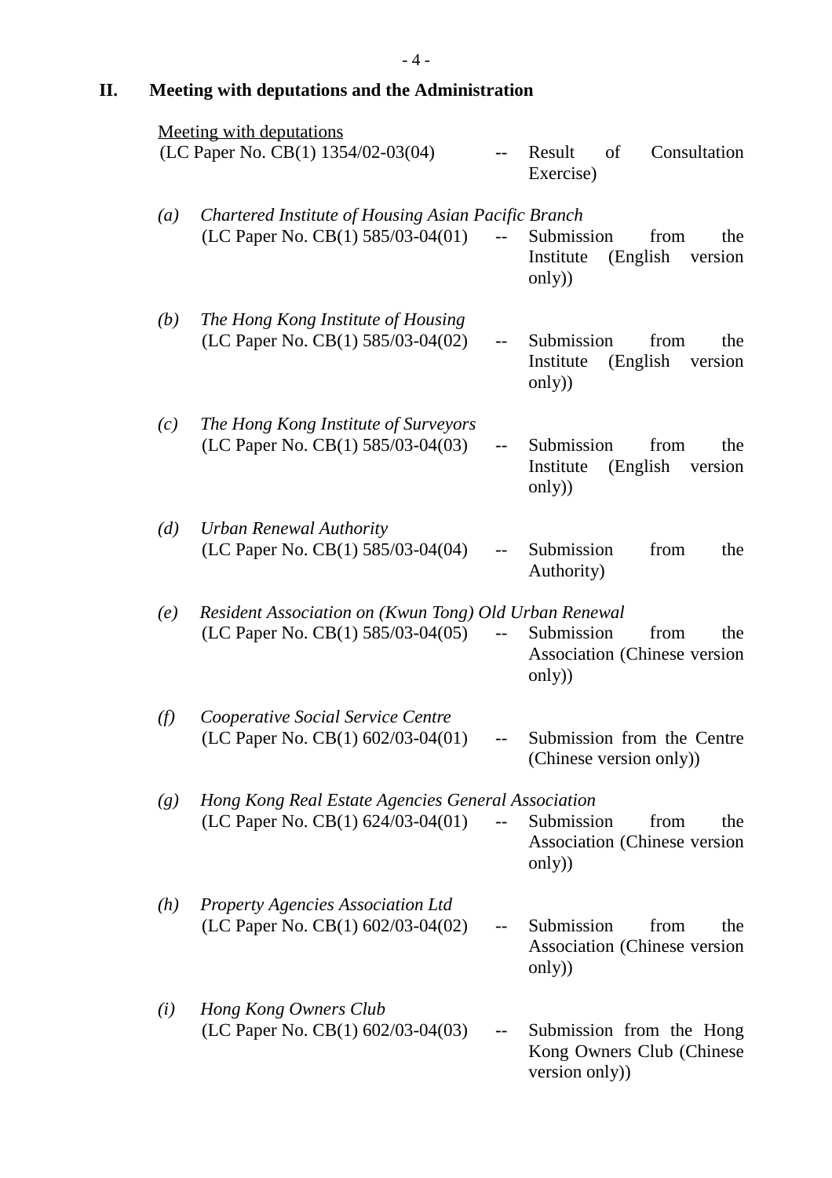## II. Meeting with deputations and the Administration

Meeting with deputations

(LC Paper No. CB(1) 1354/02-03(04) -- Result of Consultation Exercise)

(a) *Chartered Institute of Housing Asian Pacific Branch*
(LC Paper No. CB(1) 585/03-04(01) -- Submission from the Institute (English version only))

(b) *The Hong Kong Institute of Housing*
(LC Paper No. CB(1) 585/03-04(02) -- Submission from the Institute (English version only))

(c) *The Hong Kong Institute of Surveyors*
(LC Paper No. CB(1) 585/03-04(03) -- Submission from the Institute (English version only))

(d) *Urban Renewal Authority*
(LC Paper No. CB(1) 585/03-04(04) -- Submission from the Authority)

(e) *Resident Association on (Kwun Tong) Old Urban Renewal*
(LC Paper No. CB(1) 585/03-04(05) -- Submission from the Association (Chinese version only))

(f) *Cooperative Social Service Centre*
(LC Paper No. CB(1) 602/03-04(01) -- Submission from the Centre (Chinese version only))

(g) *Hong Kong Real Estate Agencies General Association*
(LC Paper No. CB(1) 624/03-04(01) -- Submission from the Association (Chinese version only))

(h) *Property Agencies Association Ltd*
(LC Paper No. CB(1) 602/03-04(02) -- Submission from the Association (Chinese version only))

(i) *Hong Kong Owners Club*
(LC Paper No. CB(1) 602/03-04(03) -- Submission from the Hong Kong Owners Club (Chinese version only))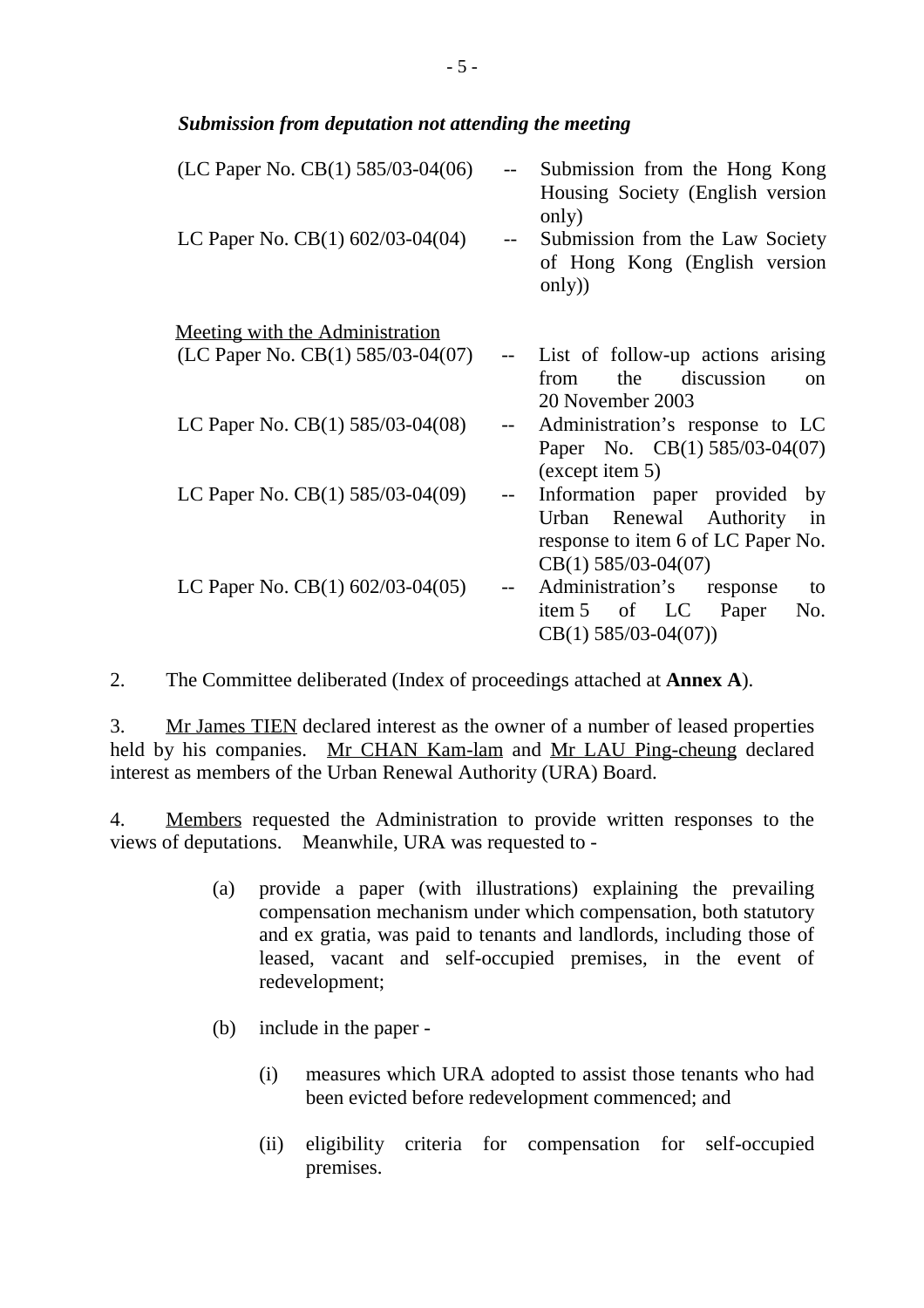***Submission from deputation not attending the meeting***

| | | |
|---|---|---|
| (LC Paper No. CB(1) 585/03-04(06) | -- | Submission from the Hong Kong Housing Society (English version only) |
| LC Paper No. CB(1) 602/03-04(04) | -- | Submission from the Law Society of Hong Kong (English version only)) |

<u>Meeting with the Administration</u>

| | | |
|---|---|---|
| (LC Paper No. CB(1) 585/03-04(07) | -- | List of follow-up actions arising from the discussion on 20 November 2003 |
| LC Paper No. CB(1) 585/03-04(08) | -- | Administration's response to LC Paper No. CB(1) 585/03-04(07) (except item 5) |
| LC Paper No. CB(1) 585/03-04(09) | -- | Information paper provided by Urban Renewal Authority in response to item 6 of LC Paper No. CB(1) 585/03-04(07) |
| LC Paper No. CB(1) 602/03-04(05) | -- | Administration's response to item 5 of LC Paper No. CB(1) 585/03-04(07)) |

2. The Committee deliberated (Index of proceedings attached at **Annex A**).

3. <u>Mr James TIEN</u> declared interest as the owner of a number of leased properties held by his companies. <u>Mr CHAN Kam-lam</u> and <u>Mr LAU Ping-cheung</u> declared interest as members of the Urban Renewal Authority (URA) Board.

4. <u>Members</u> requested the Administration to provide written responses to the views of deputations. Meanwhile, URA was requested to -

(a) provide a paper (with illustrations) explaining the prevailing compensation mechanism under which compensation, both statutory and ex gratia, was paid to tenants and landlords, including those of leased, vacant and self-occupied premises, in the event of redevelopment;

(b) include in the paper -

(i) measures which URA adopted to assist those tenants who had been evicted before redevelopment commenced; and

(ii) eligibility criteria for compensation for self-occupied premises.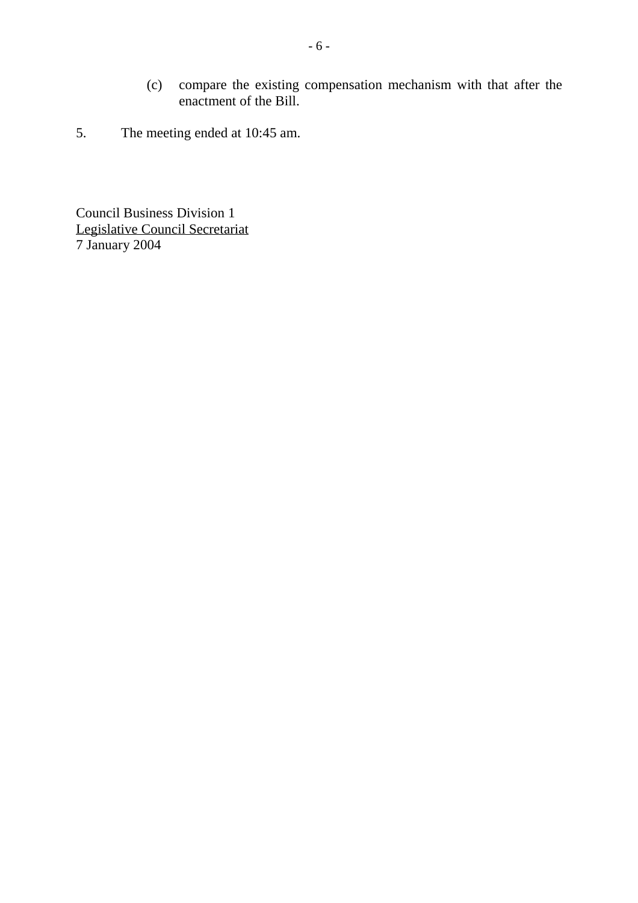(c) compare the existing compensation mechanism with that after the enactment of the Bill.

5. The meeting ended at 10:45 am.

Council Business Division 1
Legislative Council Secretariat
7 January 2004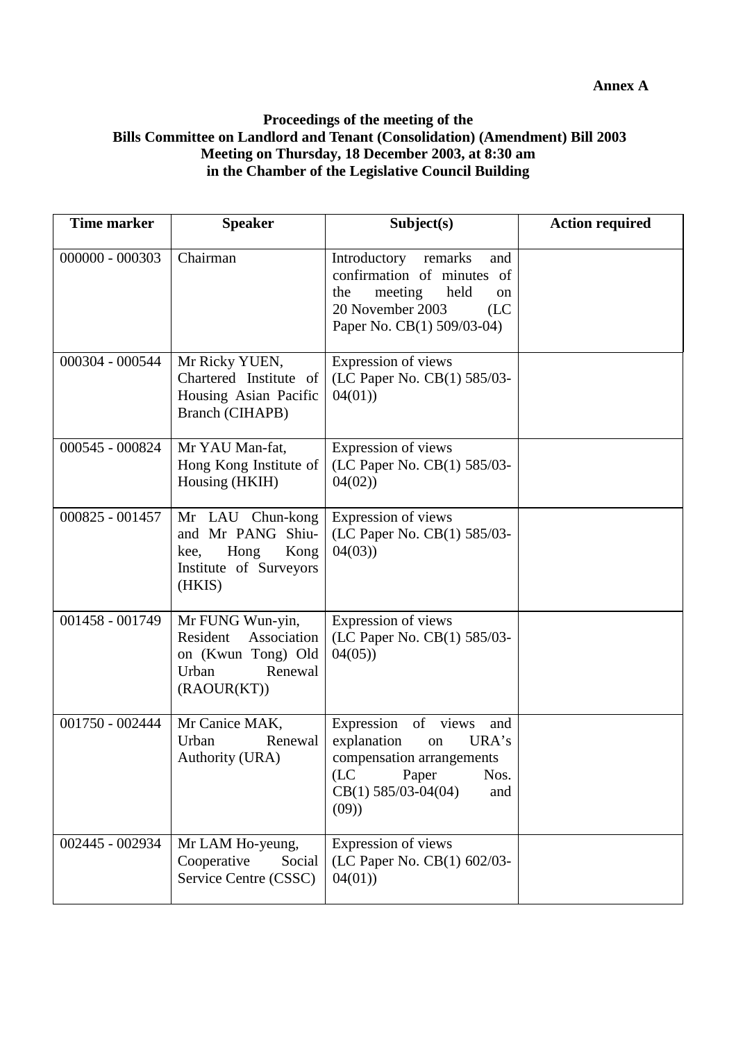**Annex A**

**Proceedings of the meeting of the**
**Bills Committee on Landlord and Tenant (Consolidation) (Amendment) Bill 2003**
**Meeting on Thursday, 18 December 2003, at 8:30 am**
**in the Chamber of the Legislative Council Building**

| Time marker | Speaker | Subject(s) | Action required |
|---|---|---|---|
| 000000 - 000303 | Chairman | Introductory remarks and confirmation of minutes of the meeting held on 20 November 2003 (LC Paper No. CB(1) 509/03-04) | |
| 000304 - 000544 | Mr Ricky YUEN, Chartered Institute of Housing Asian Pacific Branch (CIHAPB) | Expression of views (LC Paper No. CB(1) 585/03-04(01)) | |
| 000545 - 000824 | Mr YAU Man-fat, Hong Kong Institute of Housing (HKIH) | Expression of views (LC Paper No. CB(1) 585/03-04(02)) | |
| 000825 - 001457 | Mr LAU Chun-kong and Mr PANG Shiu-kee, Hong Kong Institute of Surveyors (HKIS) | Expression of views (LC Paper No. CB(1) 585/03-04(03)) | |
| 001458 - 001749 | Mr FUNG Wun-yin, Resident Association on (Kwun Tong) Old Urban Renewal (RAOUR(KT)) | Expression of views (LC Paper No. CB(1) 585/03-04(05)) | |
| 001750 - 002444 | Mr Canice MAK, Urban Renewal Authority (URA) | Expression of views and explanation on URA's compensation arrangements (LC Paper Nos. CB(1) 585/03-04(04) and (09)) | |
| 002445 - 002934 | Mr LAM Ho-yeung, Cooperative Social Service Centre (CSSC) | Expression of views (LC Paper No. CB(1) 602/03-04(01)) | |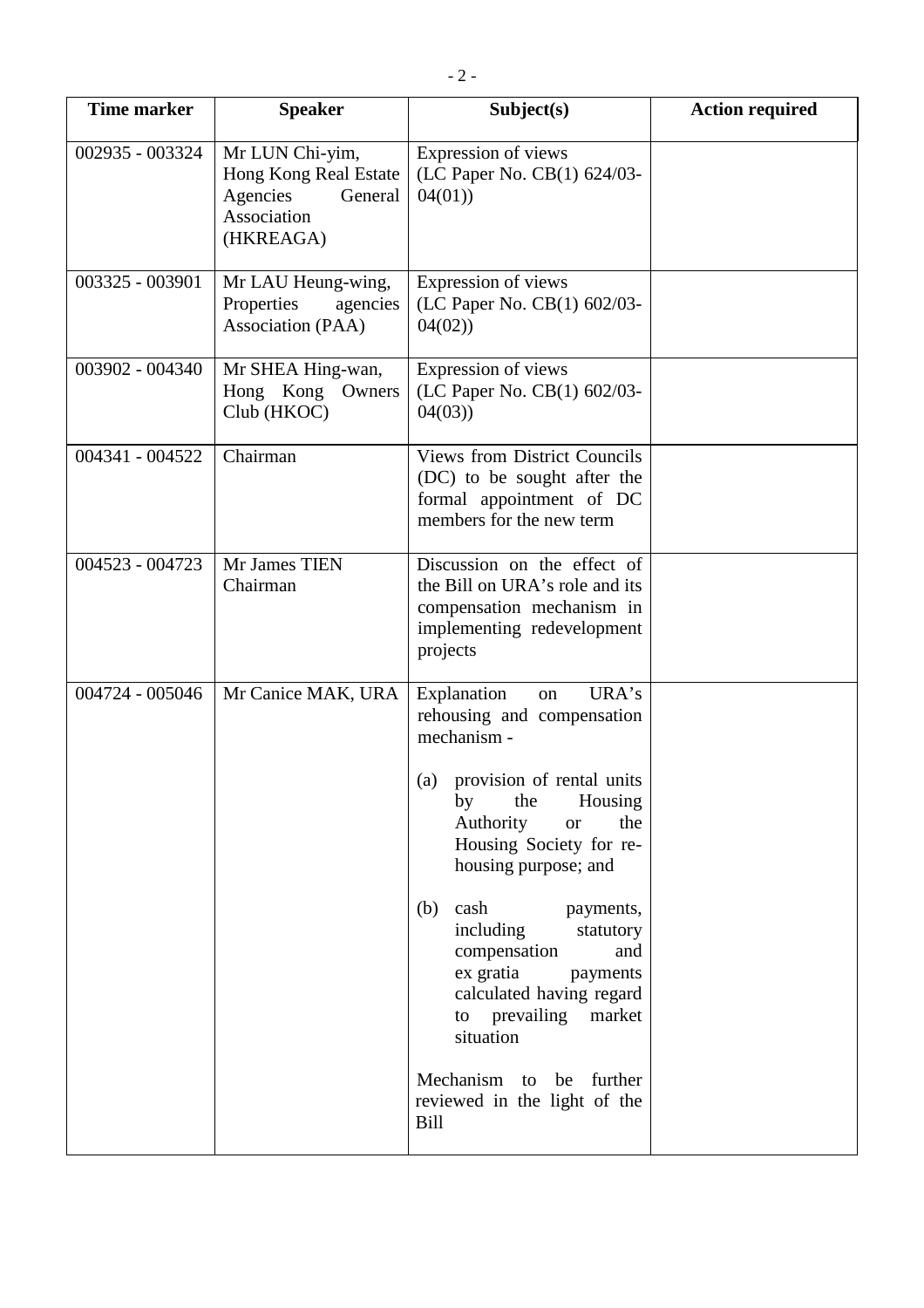| Time marker | Speaker | Subject(s) | Action required |
|---|---|---|---|
| 002935 - 003324 | Mr LUN Chi-yim, Hong Kong Real Estate Agencies General Association (HKREAGA) | Expression of views (LC Paper No. CB(1) 624/03-04(01)) | |
| 003325 - 003901 | Mr LAU Heung-wing, Properties agencies Association (PAA) | Expression of views (LC Paper No. CB(1) 602/03-04(02)) | |
| 003902 - 004340 | Mr SHEA Hing-wan, Hong Kong Owners Club (HKOC) | Expression of views (LC Paper No. CB(1) 602/03-04(03)) | |
| 004341 - 004522 | Chairman | Views from District Councils (DC) to be sought after the formal appointment of DC members for the new term | |
| 004523 - 004723 | Mr James TIEN<br>Chairman | Discussion on the effect of the Bill on URA's role and its compensation mechanism in implementing redevelopment projects | |
| 004724 - 005046 | Mr Canice MAK, URA | Explanation on URA's rehousing and compensation mechanism -<br><br>(a) provision of rental units by the Housing Authority or the Housing Society for re-housing purpose; and<br><br>(b) cash payments, including statutory compensation and ex gratia payments calculated having regard to prevailing market situation<br><br>Mechanism to be further reviewed in the light of the Bill | |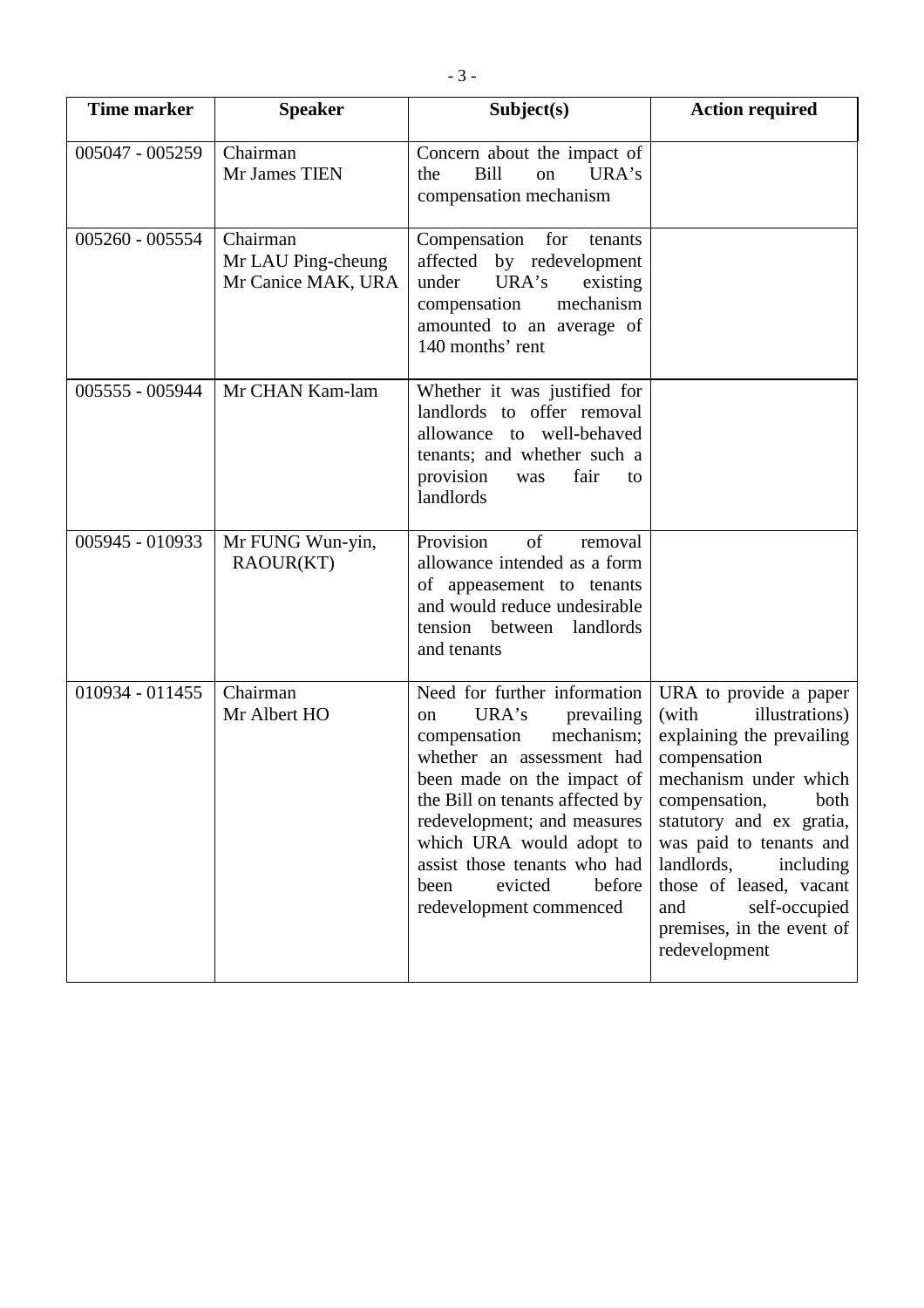| Time marker | Speaker | Subject(s) | Action required |
|---|---|---|---|
| 005047 - 005259 | Chairman<br>Mr James TIEN | Concern about the impact of the Bill on URA's compensation mechanism | |
| 005260 - 005554 | Chairman<br>Mr LAU Ping-cheung<br>Mr Canice MAK, URA | Compensation for tenants affected by redevelopment under URA's existing compensation mechanism amounted to an average of 140 months' rent | |
| 005555 - 005944 | Mr CHAN Kam-lam | Whether it was justified for landlords to offer removal allowance to well-behaved tenants; and whether such a provision was fair to landlords | |
| 005945 - 010933 | Mr FUNG Wun-yin, RAOUR(KT) | Provision of removal allowance intended as a form of appeasement to tenants and would reduce undesirable tension between landlords and tenants | |
| 010934 - 011455 | Chairman<br>Mr Albert HO | Need for further information on URA's prevailing compensation mechanism; whether an assessment had been made on the impact of the Bill on tenants affected by redevelopment; and measures which URA would adopt to assist those tenants who had been evicted before redevelopment commenced | URA to provide a paper (with illustrations) explaining the prevailing compensation mechanism under which compensation, both statutory and ex gratia, was paid to tenants and landlords, including those of leased, vacant and self-occupied premises, in the event of redevelopment |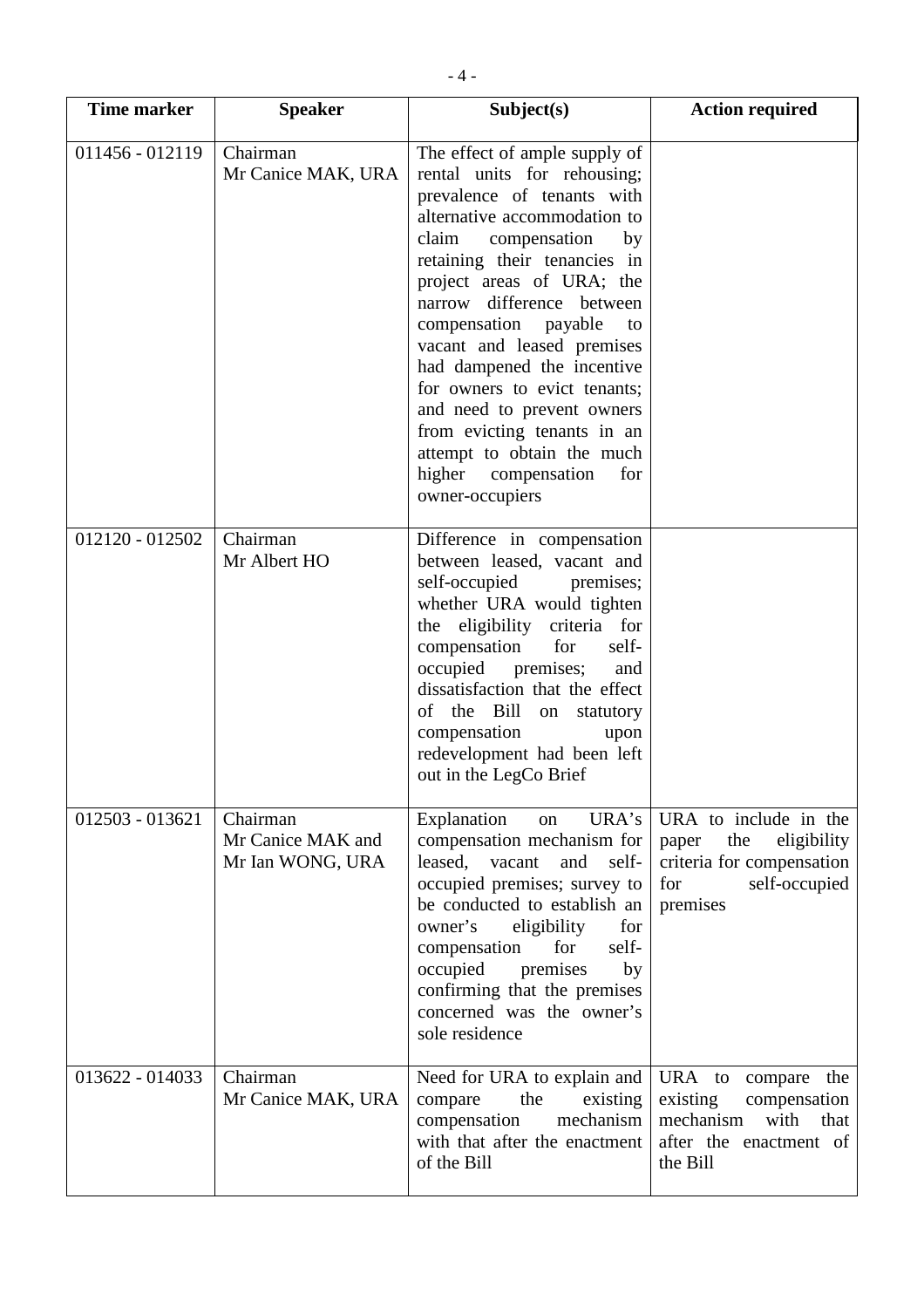| Time marker | Speaker | Subject(s) | Action required |
|---|---|---|---|
| 011456 - 012119 | Chairman<br>Mr Canice MAK, URA | The effect of ample supply of rental units for rehousing; prevalence of tenants with alternative accommodation to claim compensation by retaining their tenancies in project areas of URA; the narrow difference between compensation payable to vacant and leased premises had dampened the incentive for owners to evict tenants; and need to prevent owners from evicting tenants in an attempt to obtain the much higher compensation for owner-occupiers | |
| 012120 - 012502 | Chairman<br>Mr Albert HO | Difference in compensation between leased, vacant and self-occupied premises; whether URA would tighten the eligibility criteria for compensation for self-occupied premises; and dissatisfaction that the effect of the Bill on statutory compensation upon redevelopment had been left out in the LegCo Brief | |
| 012503 - 013621 | Chairman<br>Mr Canice MAK and<br>Mr Ian WONG, URA | Explanation on URA's compensation mechanism for leased, vacant and self-occupied premises; survey to be conducted to establish an owner's eligibility for compensation for self-occupied premises by confirming that the premises concerned was the owner's sole residence | URA to include in the paper the eligibility criteria for compensation for self-occupied premises |
| 013622 - 014033 | Chairman<br>Mr Canice MAK, URA | Need for URA to explain and compare the existing compensation mechanism with that after the enactment of the Bill | URA to compare the existing compensation mechanism with that after the enactment of the Bill |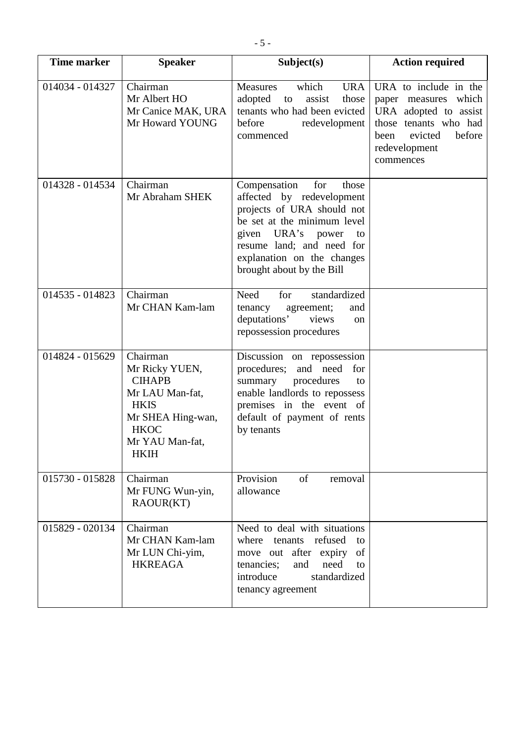| Time marker | Speaker | Subject(s) | Action required |
|---|---|---|---|
| 014034 - 014327 | Chairman<br>Mr Albert HO<br>Mr Canice MAK, URA<br>Mr Howard YOUNG | Measures which URA adopted to assist those tenants who had been evicted before redevelopment commenced | URA to include in the paper measures which URA adopted to assist those tenants who had been evicted before redevelopment commences |
| 014328 - 014534 | Chairman<br>Mr Abraham SHEK | Compensation for those affected by redevelopment projects of URA should not be set at the minimum level given URA's power to resume land; and need for explanation on the changes brought about by the Bill | |
| 014535 - 014823 | Chairman<br>Mr CHAN Kam-lam | Need for standardized tenancy agreement; and deputations' views on repossession procedures | |
| 014824 - 015629 | Chairman<br>Mr Ricky YUEN, CIHAPB<br>Mr LAU Man-fat, HKIS<br>Mr SHEA Hing-wan, HKOC<br>Mr YAU Man-fat, HKIH | Discussion on repossession procedures; and need for summary procedures to enable landlords to repossess premises in the event of default of payment of rents by tenants | |
| 015730 - 015828 | Chairman<br>Mr FUNG Wun-yin, RAOUR(KT) | Provision of removal allowance | |
| 015829 - 020134 | Chairman<br>Mr CHAN Kam-lam<br>Mr LUN Chi-yim, HKREAGA | Need to deal with situations where tenants refused to move out after expiry of tenancies; and need to introduce standardized tenancy agreement | |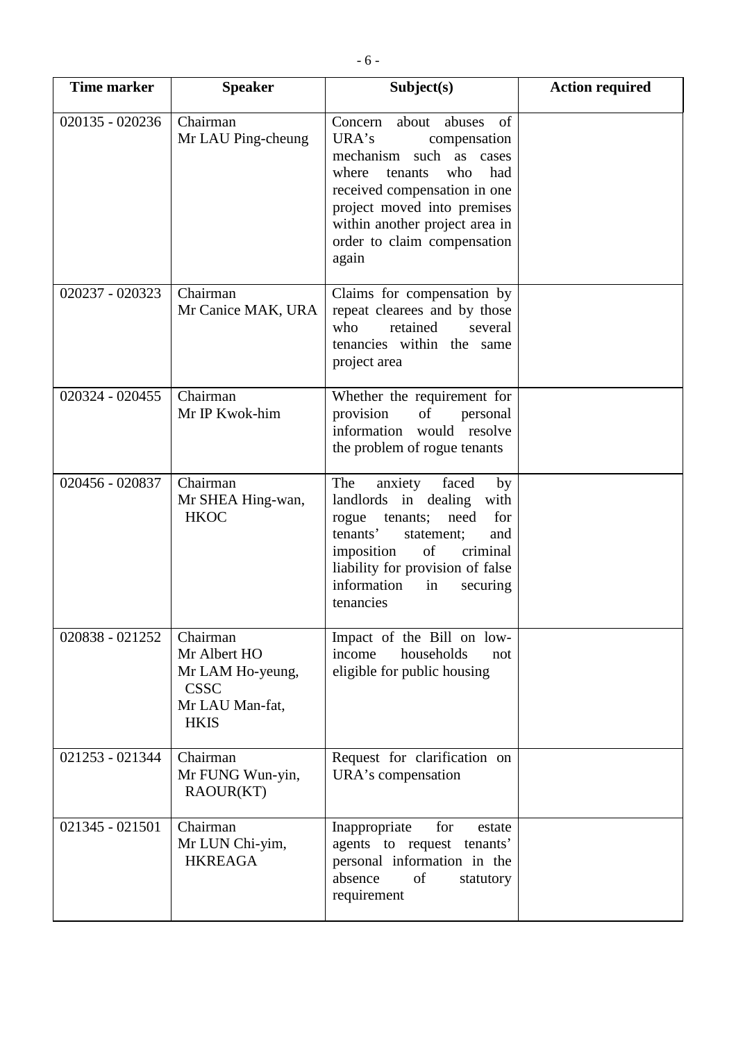| Time marker | Speaker | Subject(s) | Action required |
|---|---|---|---|
| 020135 - 020236 | Chairman<br>Mr LAU Ping-cheung | Concern about abuses of URA's compensation mechanism such as cases where tenants who had received compensation in one project moved into premises within another project area in order to claim compensation again | |
| 020237 - 020323 | Chairman<br>Mr Canice MAK, URA | Claims for compensation by repeat clearees and by those who retained several tenancies within the same project area | |
| 020324 - 020455 | Chairman<br>Mr IP Kwok-him | Whether the requirement for provision of personal information would resolve the problem of rogue tenants | |
| 020456 - 020837 | Chairman<br>Mr SHEA Hing-wan, HKOC | The anxiety faced by landlords in dealing with rogue tenants; need for tenants' statement; and imposition of criminal liability for provision of false information in securing tenancies | |
| 020838 - 021252 | Chairman<br>Mr Albert HO<br>Mr LAM Ho-yeung, CSSC<br>Mr LAU Man-fat, HKIS | Impact of the Bill on low-income households not eligible for public housing | |
| 021253 - 021344 | Chairman<br>Mr FUNG Wun-yin, RAOUR(KT) | Request for clarification on URA's compensation | |
| 021345 - 021501 | Chairman<br>Mr LUN Chi-yim, HKREAGA | Inappropriate for estate agents to request tenants' personal information in the absence of statutory requirement | |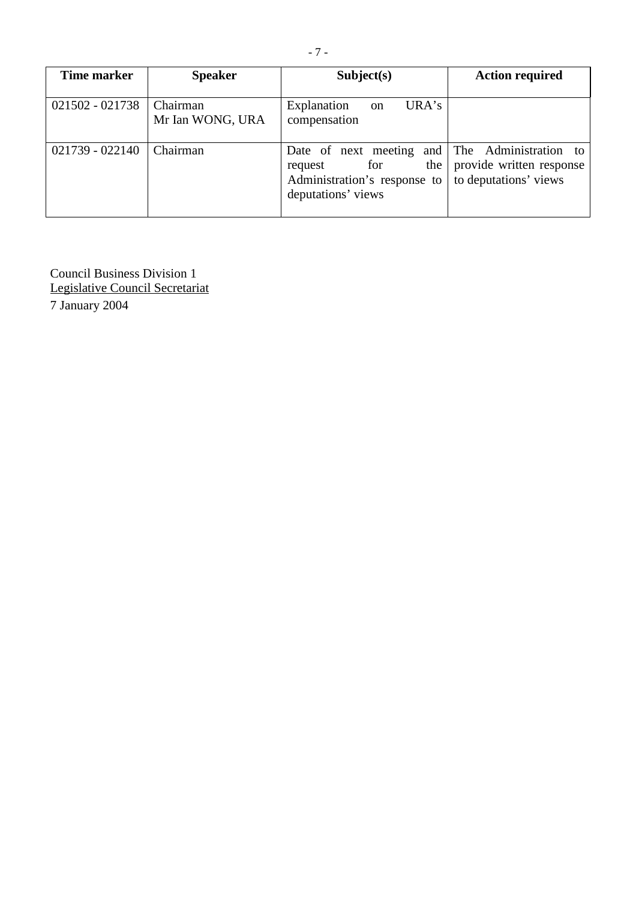| Time marker | Speaker | Subject(s) | Action required |
|---|---|---|---|
| 021502 - 021738 | Chairman<br>Mr Ian WONG, URA | Explanation on URA's compensation | |
| 021739 - 022140 | Chairman | Date of next meeting and request for the Administration's response to deputations' views | The Administration to provide written response to deputations' views |

Council Business Division 1
Legislative Council Secretariat
7 January 2004